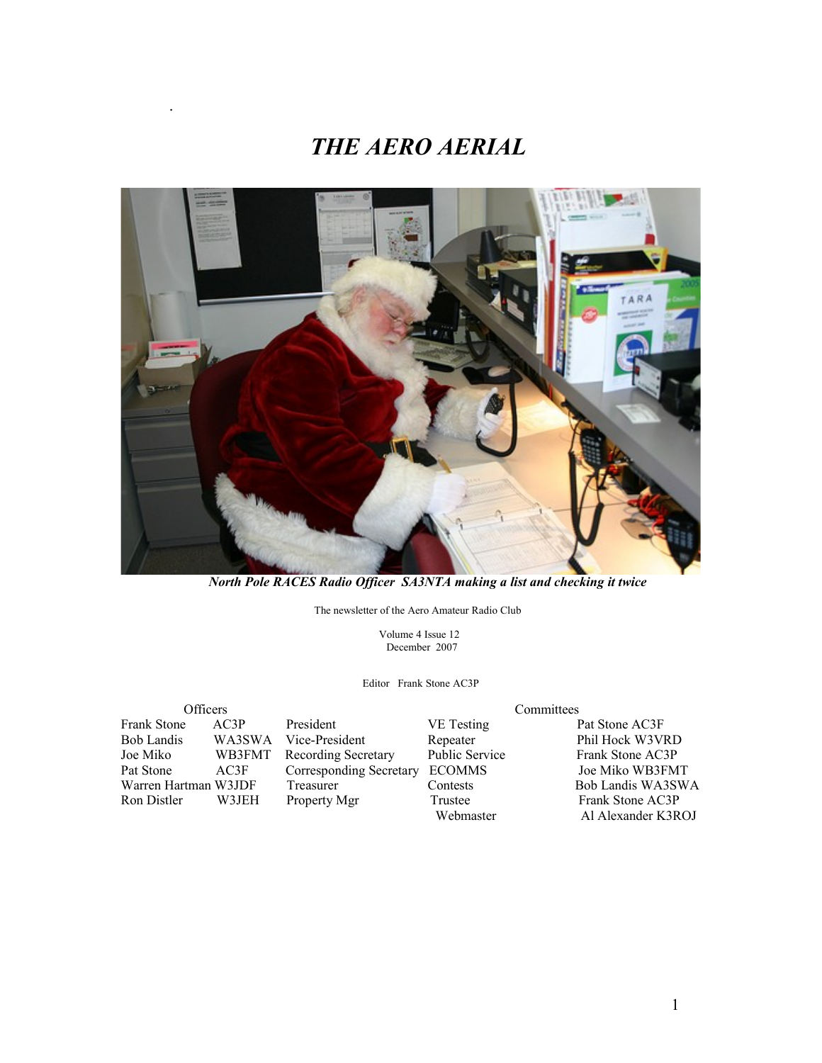# *THE AERO AERIAL*

***North Pole RACES Radio Officer SA3NTA making a list and checking it twice***

The newsletter of the Aero Amateur Radio Club

Volume 4 Issue 12
December 2007

Editor Frank Stone AC3P

| Officers | | | Committees | |
|---|---|---|---|---|
| Frank Stone | AC3P | President | VE Testing | Pat Stone AC3F |
| Bob Landis | WA3SWA | Vice-President | Repeater | Phil Hock W3VRD |
| Joe Miko | WB3FMT | Recording Secretary | Public Service | Frank Stone AC3P |
| Pat Stone | AC3F | Corresponding Secretary | ECOMMS | Joe Miko WB3FMT |
| Warren Hartman | W3JDF | Treasurer | Contests | Bob Landis WA3SWA |
| Ron Distler | W3JEH | Property Mgr | Trustee | Frank Stone AC3P |
| | | | Webmaster | Al Alexander K3ROJ |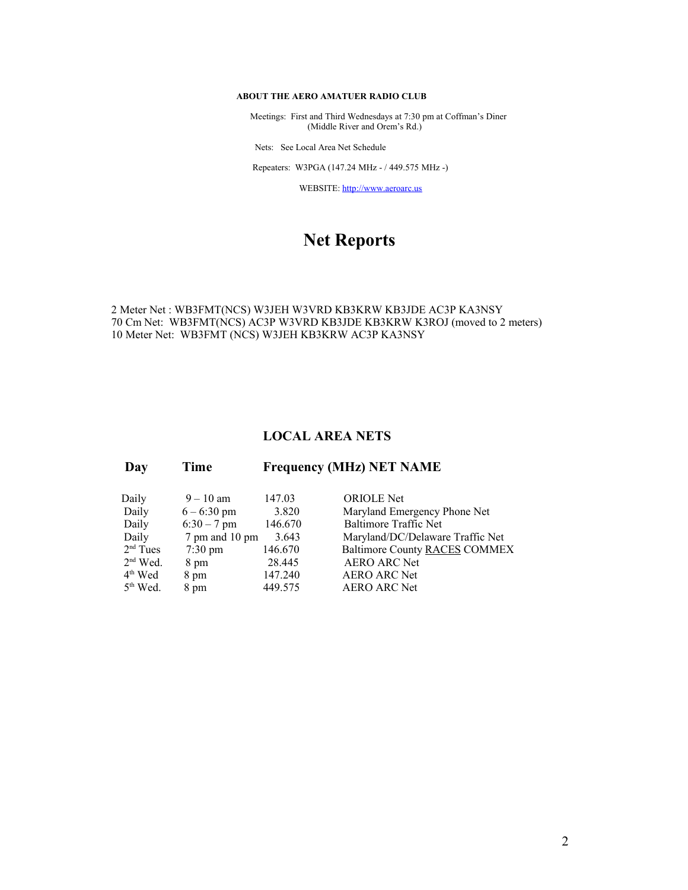**ABOUT THE AERO AMATUER RADIO CLUB**

Meetings: First and Third Wednesdays at 7:30 pm at Coffman's Diner (Middle River and Orem's Rd.)

Nets: See Local Area Net Schedule

Repeaters: W3PGA (147.24 MHz - / 449.575 MHz -)

WEBSITE: http://www.aeroarc.us

# Net Reports

2 Meter Net : WB3FMT(NCS) W3JEH W3VRD KB3KRW KB3JDE AC3P KA3NSY
70 Cm Net: WB3FMT(NCS) AC3P W3VRD KB3JDE KB3KRW K3ROJ (moved to 2 meters)
10 Meter Net: WB3FMT (NCS) W3JEH KB3KRW AC3P KA3NSY

## LOCAL AREA NETS

| Day | Time | Frequency (MHz) | NET NAME |
|---|---|---|---|
| Daily | 9 – 10 am | 147.03 | ORIOLE Net |
| Daily | 6 – 6:30 pm | 3.820 | Maryland Emergency Phone Net |
| Daily | 6:30 – 7 pm | 146.670 | Baltimore Traffic Net |
| Daily | 7 pm and 10 pm | 3.643 | Maryland/DC/Delaware Traffic Net |
| 2nd Tues | 7:30 pm | 146.670 | Baltimore County RACES COMMEX |
| 2nd Wed. | 8 pm | 28.445 | AERO ARC Net |
| 4th Wed | 8 pm | 147.240 | AERO ARC Net |
| 5th Wed. | 8 pm | 449.575 | AERO ARC Net |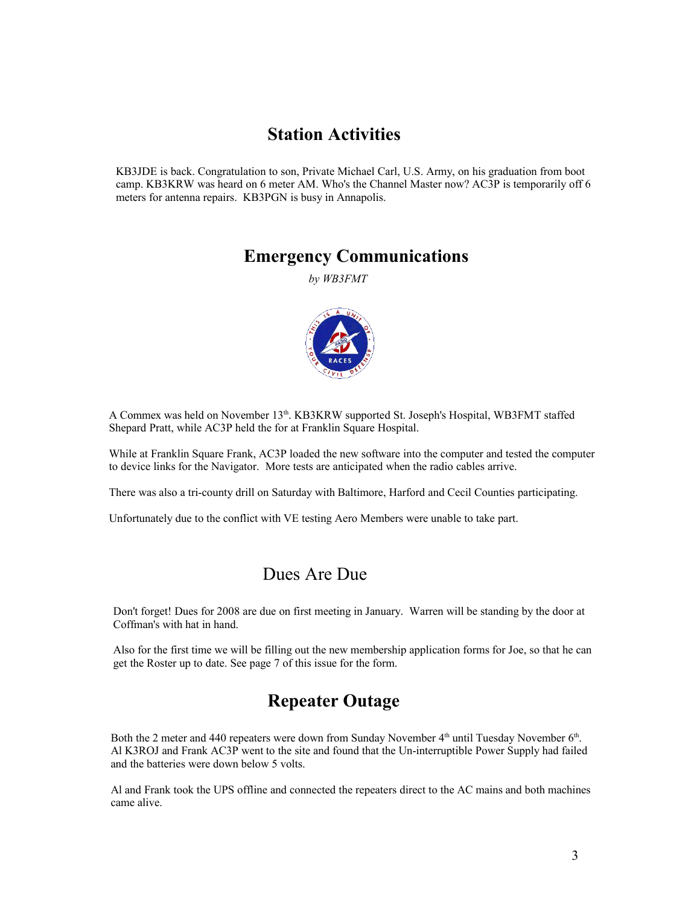## Station Activities

KB3JDE is back. Congratulation to son, Private Michael Carl, U.S. Army, on his graduation from boot camp. KB3KRW was heard on 6 meter AM. Who's the Channel Master now? AC3P is temporarily off 6 meters for antenna repairs. KB3PGN is busy in Annapolis.

## Emergency Communications

*by WB3FMT*

A Commex was held on November 13th. KB3KRW supported St. Joseph's Hospital, WB3FMT staffed Shepard Pratt, while AC3P held the for at Franklin Square Hospital.

While at Franklin Square Frank, AC3P loaded the new software into the computer and tested the computer to device links for the Navigator. More tests are anticipated when the radio cables arrive.

There was also a tri-county drill on Saturday with Baltimore, Harford and Cecil Counties participating.

Unfortunately due to the conflict with VE testing Aero Members were unable to take part.

## Dues Are Due

Don't forget! Dues for 2008 are due on first meeting in January. Warren will be standing by the door at Coffman's with hat in hand.

Also for the first time we will be filling out the new membership application forms for Joe, so that he can get the Roster up to date. See page 7 of this issue for the form.

## Repeater Outage

Both the 2 meter and 440 repeaters were down from Sunday November 4th until Tuesday November 6th. Al K3ROJ and Frank AC3P went to the site and found that the Un-interruptible Power Supply had failed and the batteries were down below 5 volts.

Al and Frank took the UPS offline and connected the repeaters direct to the AC mains and both machines came alive.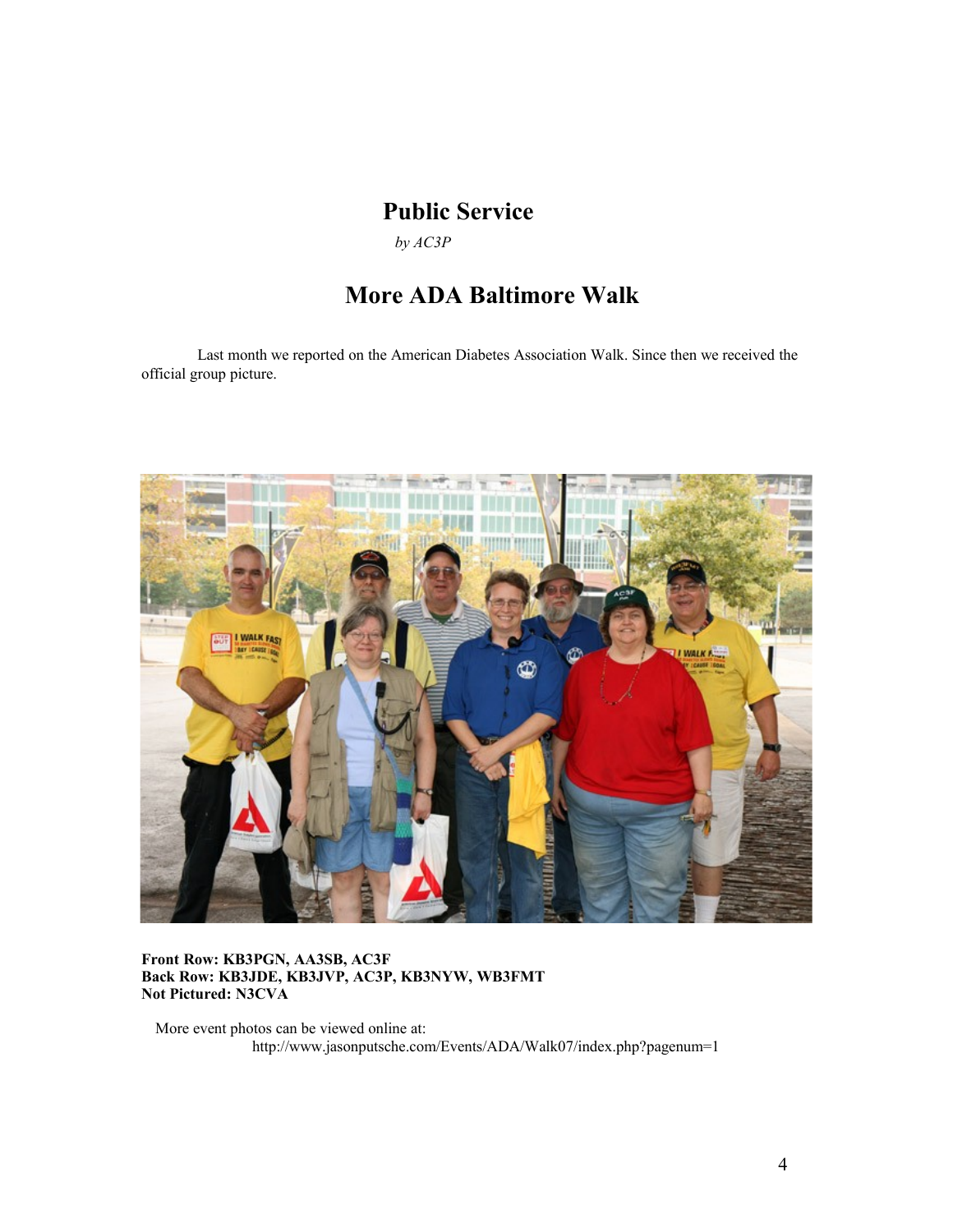# Public Service

*by AC3P*

## More ADA Baltimore Walk

Last month we reported on the American Diabetes Association Walk. Since then we received the official group picture.

**Front Row: KB3PGN, AA3SB, AC3F**
**Back Row: KB3JDE, KB3JVP, AC3P, KB3NYW, WB3FMT**
**Not Pictured: N3CVA**

More event photos can be viewed online at:
http://www.jasonputsche.com/Events/ADA/Walk07/index.php?pagenum=1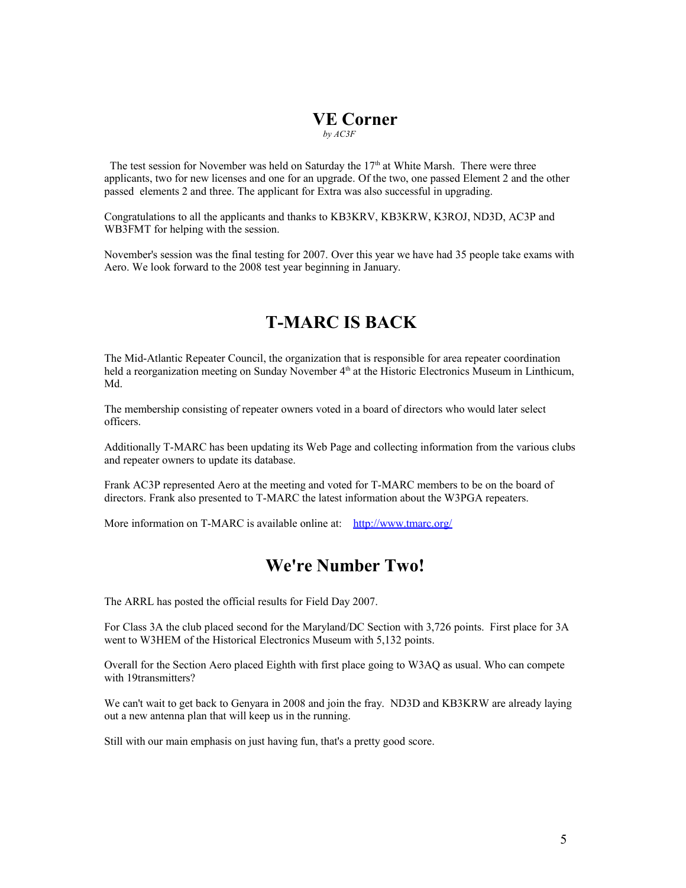# VE Corner

*by AC3F*

The test session for November was held on Saturday the 17th at White Marsh. There were three applicants, two for new licenses and one for an upgrade. Of the two, one passed Element 2 and the other passed elements 2 and three. The applicant for Extra was also successful in upgrading.

Congratulations to all the applicants and thanks to KB3KRV, KB3KRW, K3ROJ, ND3D, AC3P and WB3FMT for helping with the session.

November's session was the final testing for 2007. Over this year we have had 35 people take exams with Aero. We look forward to the 2008 test year beginning in January.

# T-MARC IS BACK

The Mid-Atlantic Repeater Council, the organization that is responsible for area repeater coordination held a reorganization meeting on Sunday November 4th at the Historic Electronics Museum in Linthicum, Md.

The membership consisting of repeater owners voted in a board of directors who would later select officers.

Additionally T-MARC has been updating its Web Page and collecting information from the various clubs and repeater owners to update its database.

Frank AC3P represented Aero at the meeting and voted for T-MARC members to be on the board of directors. Frank also presented to T-MARC the latest information about the W3PGA repeaters.

More information on T-MARC is available online at: http://www.tmarc.org/

# We're Number Two!

The ARRL has posted the official results for Field Day 2007.

For Class 3A the club placed second for the Maryland/DC Section with 3,726 points. First place for 3A went to W3HEM of the Historical Electronics Museum with 5,132 points.

Overall for the Section Aero placed Eighth with first place going to W3AQ as usual. Who can compete with 19transmitters?

We can't wait to get back to Genyara in 2008 and join the fray. ND3D and KB3KRW are already laying out a new antenna plan that will keep us in the running.

Still with our main emphasis on just having fun, that's a pretty good score.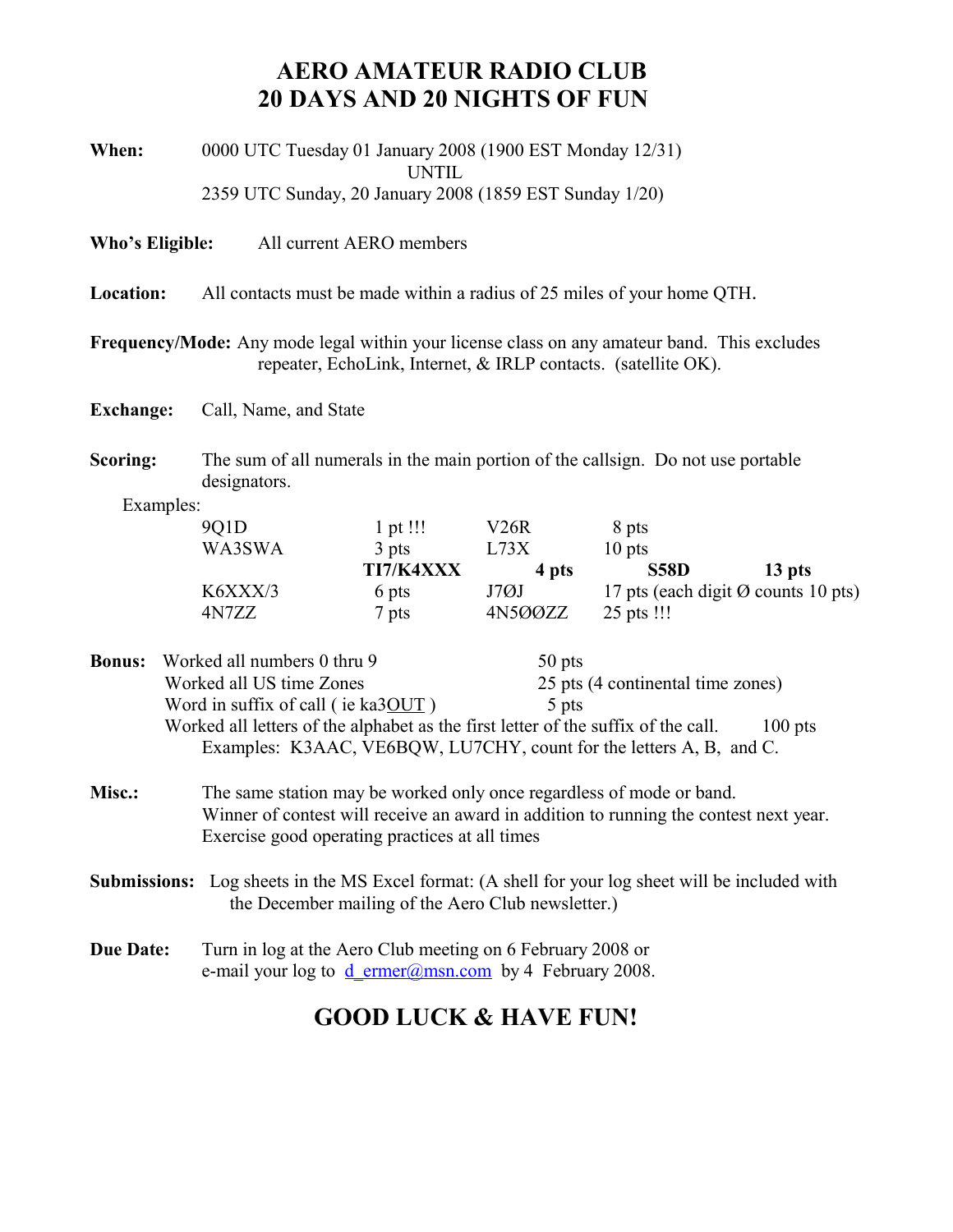# AERO AMATEUR RADIO CLUB
# 20 DAYS AND 20 NIGHTS OF FUN

**When:** 0000 UTC Tuesday 01 January 2008 (1900 EST Monday 12/31)
UNTIL
2359 UTC Sunday, 20 January 2008 (1859 EST Sunday 1/20)

**Who's Eligible:** All current AERO members

**Location:** All contacts must be made within a radius of 25 miles of your home QTH.

**Frequency/Mode:** Any mode legal within your license class on any amateur band. This excludes repeater, EchoLink, Internet, & IRLP contacts. (satellite OK).

**Exchange:** Call, Name, and State

**Scoring:** The sum of all numerals in the main portion of the callsign. Do not use portable designators.

Examples:

| | | | |
|---|---|---|---|
| 9Q1D | 1 pt !!! | V26R | 8 pts |
| WA3SWA | 3 pts | L73X | 10 pts |
| **TI7/K4XXX** | **4 pts** | **S58D** | **13 pts** |
| K6XXX/3 | 6 pts | J7ØJ | 17 pts (each digit Ø counts 10 pts) |
| 4N7ZZ | 7 pts | 4N5ØØZZ | 25 pts !!! |

**Bonus:**

- Worked all numbers 0 thru 9 — 50 pts
- Worked all US time Zones — 25 pts (4 continental time zones)
- Word in suffix of call ( ie ka3OUT ) — 5 pts
- Worked all letters of the alphabet as the first letter of the suffix of the call. — 100 pts
  Examples: K3AAC, VE6BQW, LU7CHY, count for the letters A, B, and C.

**Misc.:** The same station may be worked only once regardless of mode or band.
Winner of contest will receive an award in addition to running the contest next year.
Exercise good operating practices at all times

**Submissions:** Log sheets in the MS Excel format: (A shell for your log sheet will be included with the December mailing of the Aero Club newsletter.)

**Due Date:** Turn in log at the Aero Club meeting on 6 February 2008 or e-mail your log to d_ermer@msn.com by 4 February 2008.

## GOOD LUCK & HAVE FUN!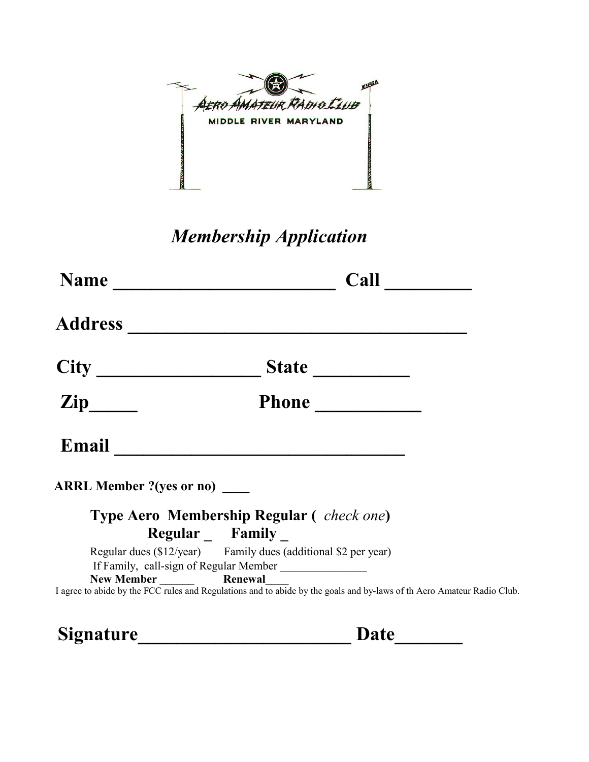AERO AMATEUR RADIO CLUB

MIDDLE RIVER MARYLAND

W3PGA

# *Membership Application*

**Name ______________________ Call ________**

**Address __________________________________**

**City _________________ State __________**

**Zip_____ Phone ___________**

**Email ______________________________**

**ARRL Member ?(yes or no) ____**

**Type Aero Membership Regular (** *check one***)**

**Regular _ Family _**

Regular dues ($12/year) Family dues (additional $2 per year)

If Family, call-sign of Regular Member _______________

**New Member ______ Renewal____**

I agree to abide by the FCC rules and Regulations and to abide by the goals and by-laws of th Aero Amateur Radio Club.

**Signature______________________ Date_______**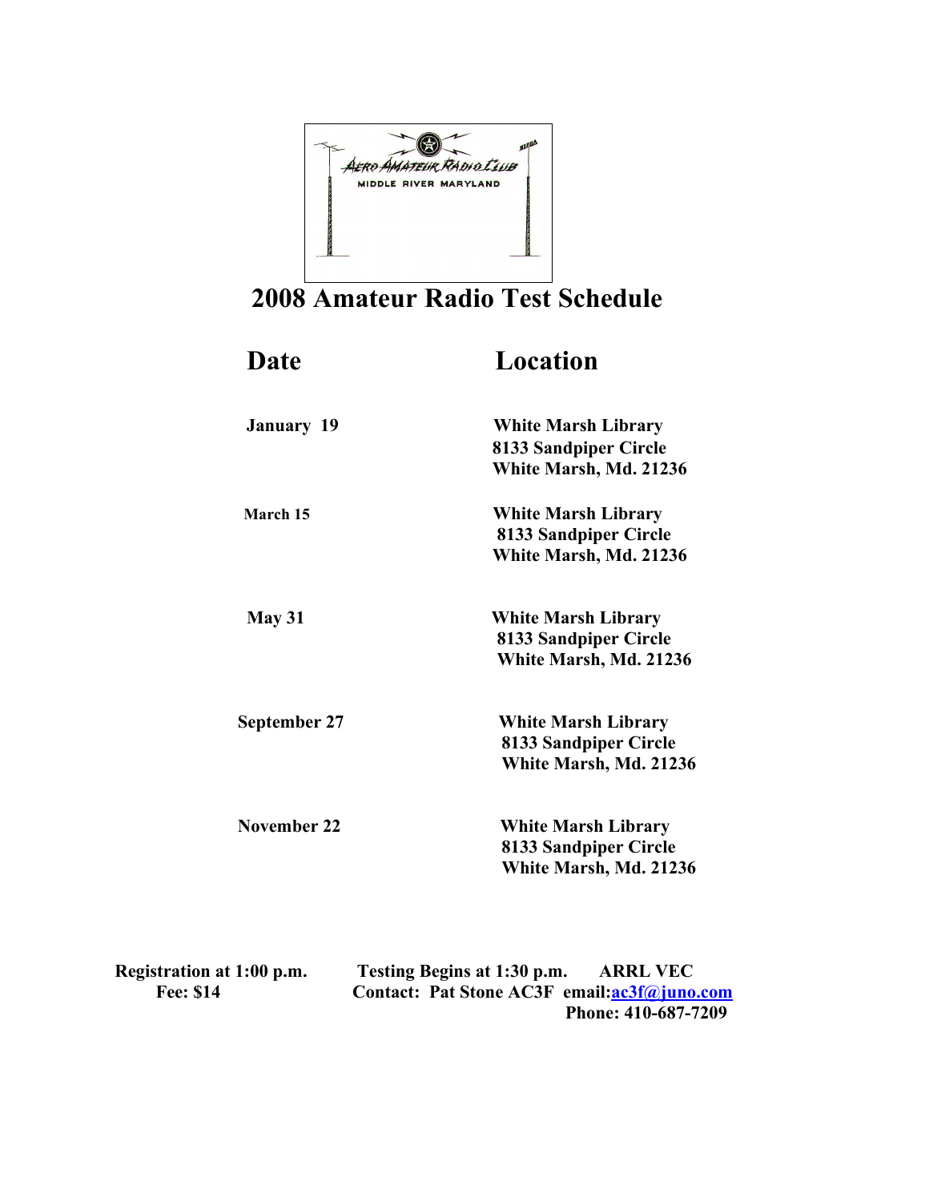Aero Amateur Radio Club
MIDDLE RIVER MARYLAND

# 2008 Amateur Radio Test Schedule

| Date | Location |
|---|---|
| January 19 | White Marsh Library<br>8133 Sandpiper Circle<br>White Marsh, Md. 21236 |
| March 15 | White Marsh Library<br>8133 Sandpiper Circle<br>White Marsh, Md. 21236 |
| May 31 | White Marsh Library<br>8133 Sandpiper Circle<br>White Marsh, Md. 21236 |
| September 27 | White Marsh Library<br>8133 Sandpiper Circle<br>White Marsh, Md. 21236 |
| November 22 | White Marsh Library<br>8133 Sandpiper Circle<br>White Marsh, Md. 21236 |

**Registration at 1:00 p.m.** **Testing Begins at 1:30 p.m.** **ARRL VEC**

**Fee: $14** **Contact: Pat Stone AC3F email:[ac3f@juno.com](mailto:ac3f@juno.com)**

**Phone: 410-687-7209**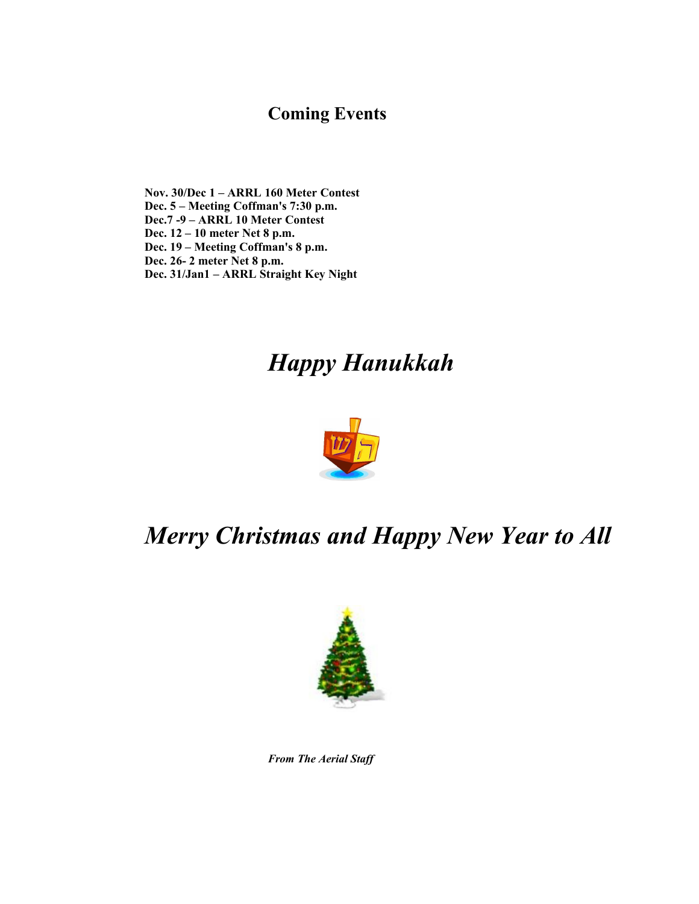## Coming Events

**Nov. 30/Dec 1 – ARRL 160 Meter Contest**
**Dec. 5 – Meeting Coffman's 7:30 p.m.**
**Dec.7 -9 – ARRL 10 Meter Contest**
**Dec. 12 – 10 meter Net 8 p.m.**
**Dec. 19 – Meeting Coffman's 8 p.m.**
**Dec. 26- 2 meter Net 8 p.m.**
**Dec. 31/Jan1 – ARRL Straight Key Night**

# *Happy Hanukkah*

# *Merry Christmas and Happy New Year to All*

***From The Aerial Staff***